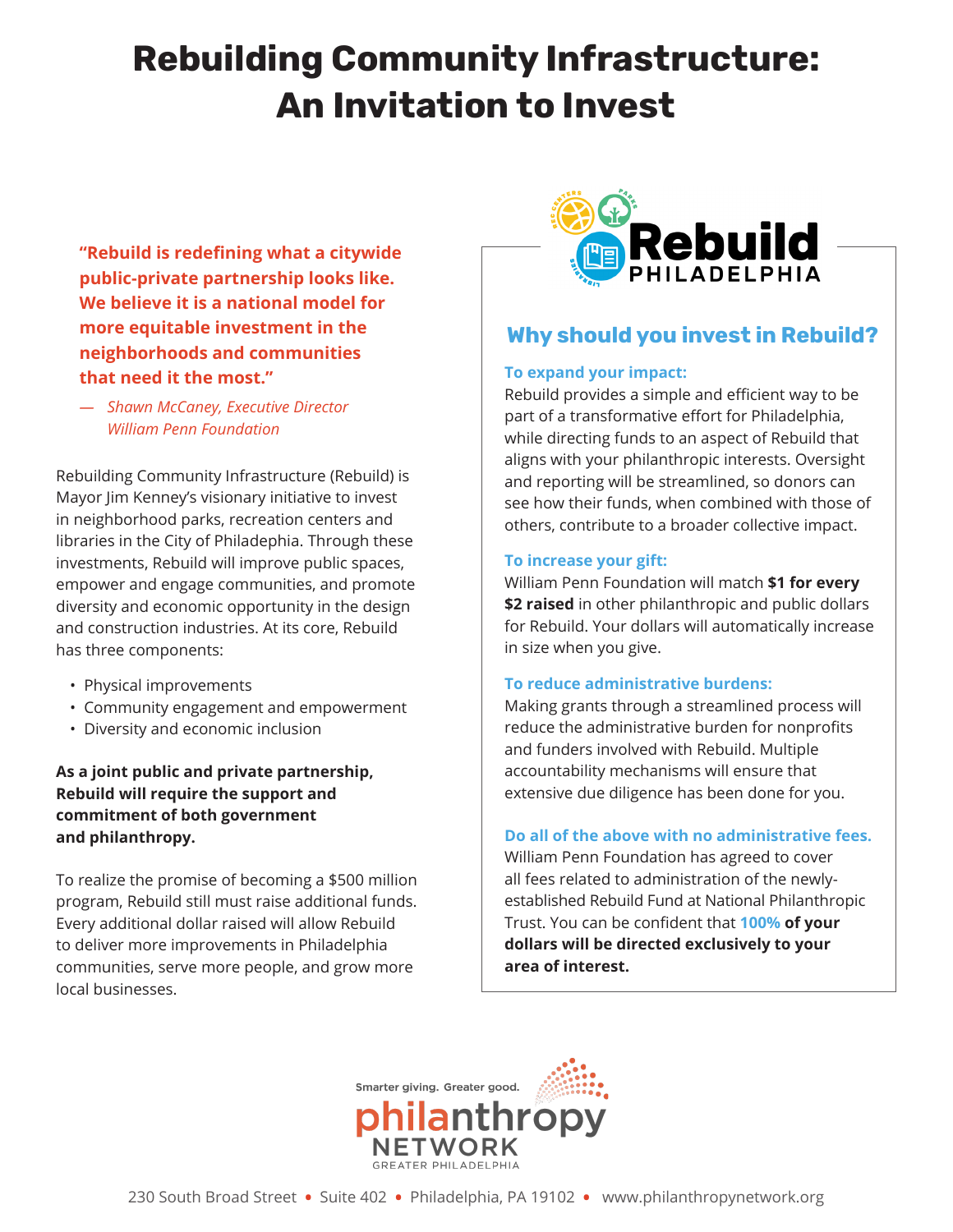# Rebuilding Community Infrastructure: An Invitation to Invest

**"Rebuild is redefining what a citywide public-private partnership looks like. We believe it is a national model for more equitable investment in the neighborhoods and communities that need it the most."**

*— Shawn McCaney, Executive Director William Penn Foundation*

Rebuilding Community Infrastructure (Rebuild) is Mayor Jim Kenney's visionary initiative to invest in neighborhood parks, recreation centers and libraries in the City of Philadepphia. Through these investments, Rebuild will improve public spaces, empower and engage communities, and promote diversity and economic opportunity in the design and construction industries. At its core, Rebuild has three components:

- Physical improvements
- Community engagement and empowerment
- Diversity and economic inclusion

**As a joint public and private partnership, Rebuild will require the support and commitment of both government and philanthropy.**

To realize the promise of becoming a $500 million program, Rebuild still must raise additional funds. Every additional dollar raised will allow Rebuild to deliver more improvements in Philadelphia communities, serve more people, and grow more local businesses.

Rebuild PHILADELPHIA

## Why should you invest in Rebuild?

**To expand your impact:**
Rebuild provides a simple and efficient way to be part of a transformative effort for Philadelphia, while directing funds to an aspect of Rebuild that aligns with your philanthropic interests. Oversight and reporting will be streamlined, so donors can see how their funds, when combined with those of others, contribute to a broader collective impact.

**To increase your gift:**
William Penn Foundation will match **$1 for every $2 raised** in other philanthropic and public dollars for Rebuild. Your dollars will automatically increase in size when you give.

**To reduce administrative burdens:**
Making grants through a streamlined process will reduce the administrative burden for nonprofits and funders involved with Rebuild. Multiple accountability mechanisms will ensure that extensive due diligence has been done for you.

**Do all of the above with no administrative fees.**
William Penn Foundation has agreed to cover all fees related to administration of the newly-established Rebuild Fund at National Philanthropic Trust. You can be confident that **100% of your dollars will be directed exclusively to your area of interest.**

Smarter giving. Greater good.
philanthropy NETWORK GREATER PHILADELPHIA

230 South Broad Street • Suite 402 • Philadelphia, PA 19102 • www.philanthropynetwork.org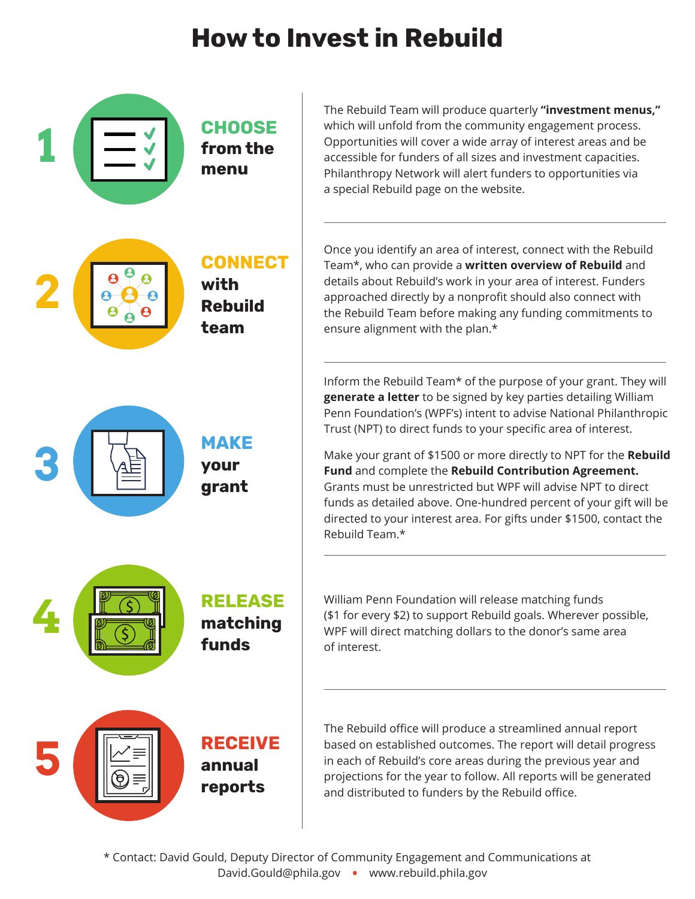# How to Invest in Rebuild

## 1 CHOOSE from the menu

The Rebuild Team will produce quarterly **"investment menus,"** which will unfold from the community engagement process. Opportunities will cover a wide array of interest areas and be accessible for funders of all sizes and investment capacities. Philanthropy Network will alert funders to opportunities via a special Rebuild page on the website.

## 2 CONNECT with Rebuild team

Once you identify an area of interest, connect with the Rebuild Team*, who can provide a **written overview of Rebuild** and details about Rebuild's work in your area of interest. Funders approached directly by a nonprofit should also connect with the Rebuild Team before making any funding commitments to ensure alignment with the plan.*

## 3 MAKE your grant

Inform the Rebuild Team* of the purpose of your grant. They will **generate a letter** to be signed by key parties detailing William Penn Foundation's (WPF's) intent to advise National Philanthropic Trust (NPT) to direct funds to your specific area of interest.

Make your grant of $1500 or more directly to NPT for the **Rebuild Fund** and complete the **Rebuild Contribution Agreement.** Grants must be unrestricted but WPF will advise NPT to direct funds as detailed above. One-hundred percent of your gift will be directed to your interest area. For gifts under $1500, contact the Rebuild Team.*

## 4 RELEASE matching funds

William Penn Foundation will release matching funds ($1 for every $2) to support Rebuild goals. Wherever possible, WPF will direct matching dollars to the donor's same area of interest.

## 5 RECEIVE annual reports

The Rebuild office will produce a streamlined annual report based on established outcomes. The report will detail progress in each of Rebuild's core areas during the previous year and projections for the year to follow. All reports will be generated and distributed to funders by the Rebuild office.

* Contact: David Gould, Deputy Director of Community Engagement and Communications at David.Gould@phila.gov • www.rebuild.phila.gov